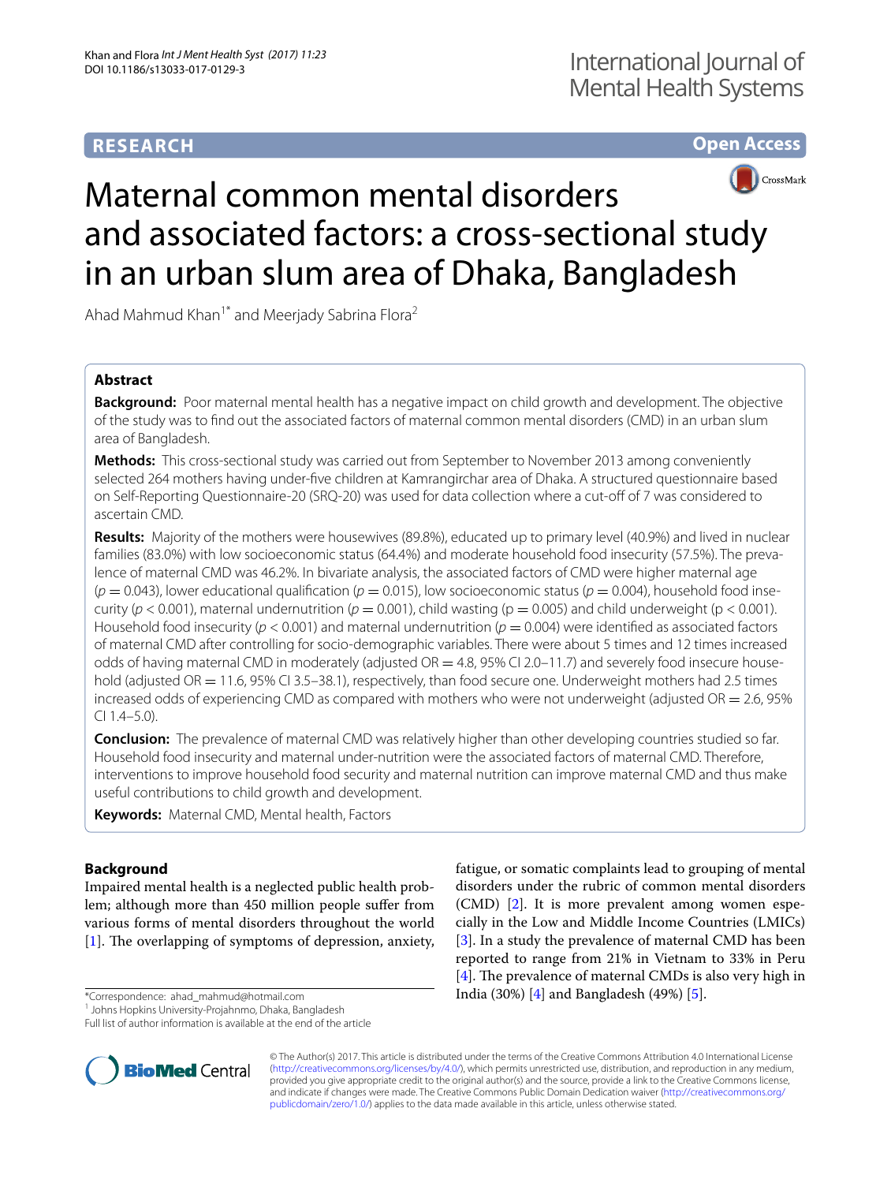**RESEARCH** **Open Access**

# Maternal common mental disorders and associated factors: a cross-sectional study in an urban slum area of Dhaka, Bangladesh

Ahad Mahmud Khan[1*] and Meerjady Sabrina Flora[2]

## Abstract

**Background:** Poor maternal mental health has a negative impact on child growth and development. The objective of the study was to find out the associated factors of maternal common mental disorders (CMD) in an urban slum area of Bangladesh.

**Methods:** This cross-sectional study was carried out from September to November 2013 among conveniently selected 264 mothers having under-five children at Kamrangirchar area of Dhaka. A structured questionnaire based on Self-Reporting Questionnaire-20 (SRQ-20) was used for data collection where a cut-off of 7 was considered to ascertain CMD.

**Results:** Majority of the mothers were housewives (89.8%), educated up to primary level (40.9%) and lived in nuclear families (83.0%) with low socioeconomic status (64.4%) and moderate household food insecurity (57.5%). The prevalence of maternal CMD was 46.2%. In bivariate analysis, the associated factors of CMD were higher maternal age ($p = 0.043$), lower educational qualification ($p = 0.015$), low socioeconomic status ($p = 0.004$), household food insecurity ($p < 0.001$), maternal undernutrition ($p = 0.001$), child wasting ($p = 0.005$) and child underweight ($p < 0.001$). Household food insecurity ($p < 0.001$) and maternal undernutrition ($p = 0.004$) were identified as associated factors of maternal CMD after controlling for socio-demographic variables. There were about 5 times and 12 times increased odds of having maternal CMD in moderately (adjusted OR = 4.8, 95% CI 2.0–11.7) and severely food insecure household (adjusted OR = 11.6, 95% CI 3.5–38.1), respectively, than food secure one. Underweight mothers had 2.5 times increased odds of experiencing CMD as compared with mothers who were not underweight (adjusted OR = 2.6, 95% CI 1.4–5.0).

**Conclusion:** The prevalence of maternal CMD was relatively higher than other developing countries studied so far. Household food insecurity and maternal under-nutrition were the associated factors of maternal CMD. Therefore, interventions to improve household food security and maternal nutrition can improve maternal CMD and thus make useful contributions to child growth and development.

**Keywords:** Maternal CMD, Mental health, Factors

## Background

Impaired mental health is a neglected public health problem; although more than 450 million people suffer from various forms of mental disorders throughout the world [1]. The overlapping of symptoms of depression, anxiety, fatigue, or somatic complaints lead to grouping of mental disorders under the rubric of common mental disorders (CMD) [2]. It is more prevalent among women especially in the Low and Middle Income Countries (LMICs) [3]. In a study the prevalence of maternal CMD has been reported to range from 21% in Vietnam to 33% in Peru [4]. The prevalence of maternal CMDs is also very high in India (30%) [4] and Bangladesh (49%) [5].

*Correspondence: ahad_mahmud@hotmail.com
[1] Johns Hopkins University-Projahnmo, Dhaka, Bangladesh
Full list of author information is available at the end of the article

© The Author(s) 2017. This article is distributed under the terms of the Creative Commons Attribution 4.0 International License (http://creativecommons.org/licenses/by/4.0/), which permits unrestricted use, distribution, and reproduction in any medium, provided you give appropriate credit to the original author(s) and the source, provide a link to the Creative Commons license, and indicate if changes were made. The Creative Commons Public Domain Dedication waiver (http://creativecommons.org/publicdomain/zero/1.0/) applies to the data made available in this article, unless otherwise stated.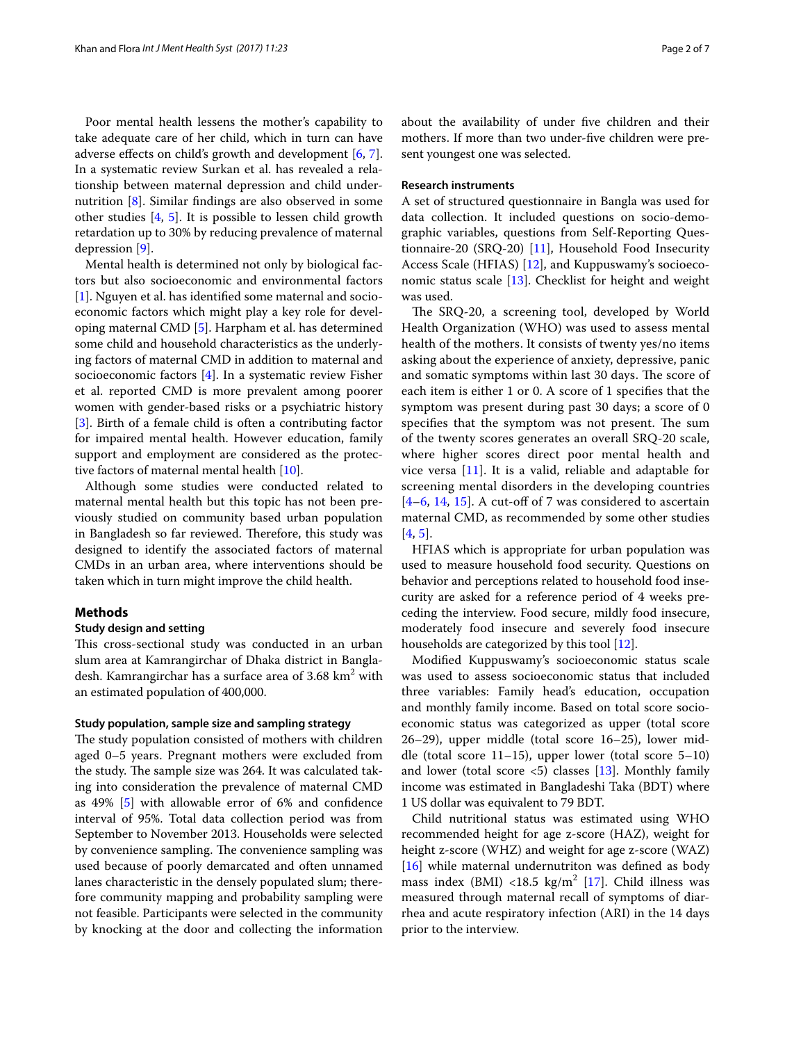Poor mental health lessens the mother's capability to take adequate care of her child, which in turn can have adverse effects on child's growth and development [6, 7]. In a systematic review Surkan et al. has revealed a relationship between maternal depression and child undernutrition [8]. Similar findings are also observed in some other studies [4, 5]. It is possible to lessen child growth retardation up to 30% by reducing prevalence of maternal depression [9].

Mental health is determined not only by biological factors but also socioeconomic and environmental factors [1]. Nguyen et al. has identified some maternal and socioeconomic factors which might play a key role for developing maternal CMD [5]. Harpham et al. has determined some child and household characteristics as the underlying factors of maternal CMD in addition to maternal and socioeconomic factors [4]. In a systematic review Fisher et al. reported CMD is more prevalent among poorer women with gender-based risks or a psychiatric history [3]. Birth of a female child is often a contributing factor for impaired mental health. However education, family support and employment are considered as the protective factors of maternal mental health [10].

Although some studies were conducted related to maternal mental health but this topic has not been previously studied on community based urban population in Bangladesh so far reviewed. Therefore, this study was designed to identify the associated factors of maternal CMDs in an urban area, where interventions should be taken which in turn might improve the child health.

## Methods

### Study design and setting

This cross-sectional study was conducted in an urban slum area at Kamrangirchar of Dhaka district in Bangladesh. Kamrangirchar has a surface area of 3.68 km$^2$ with an estimated population of 400,000.

### Study population, sample size and sampling strategy

The study population consisted of mothers with children aged 0–5 years. Pregnant mothers were excluded from the study. The sample size was 264. It was calculated taking into consideration the prevalence of maternal CMD as 49% [5] with allowable error of 6% and confidence interval of 95%. Total data collection period was from September to November 2013. Households were selected by convenience sampling. The convenience sampling was used because of poorly demarcated and often unnamed lanes characteristic in the densely populated slum; therefore community mapping and probability sampling were not feasible. Participants were selected in the community by knocking at the door and collecting the information about the availability of under five children and their mothers. If more than two under-five children were present youngest one was selected.

### Research instruments

A set of structured questionnaire in Bangla was used for data collection. It included questions on socio-demographic variables, questions from Self-Reporting Questionnaire-20 (SRQ-20) [11], Household Food Insecurity Access Scale (HFIAS) [12], and Kuppuswamy's socioeconomic status scale [13]. Checklist for height and weight was used.

The SRQ-20, a screening tool, developed by World Health Organization (WHO) was used to assess mental health of the mothers. It consists of twenty yes/no items asking about the experience of anxiety, depressive, panic and somatic symptoms within last 30 days. The score of each item is either 1 or 0. A score of 1 specifies that the symptom was present during past 30 days; a score of 0 specifies that the symptom was not present. The sum of the twenty scores generates an overall SRQ-20 scale, where higher scores direct poor mental health and vice versa [11]. It is a valid, reliable and adaptable for screening mental disorders in the developing countries [4–6, 14, 15]. A cut-off of 7 was considered to ascertain maternal CMD, as recommended by some other studies [4, 5].

HFIAS which is appropriate for urban population was used to measure household food security. Questions on behavior and perceptions related to household food insecurity are asked for a reference period of 4 weeks preceding the interview. Food secure, mildly food insecure, moderately food insecure and severely food insecure households are categorized by this tool [12].

Modified Kuppuswamy's socioeconomic status scale was used to assess socioeconomic status that included three variables: Family head's education, occupation and monthly family income. Based on total score socioeconomic status was categorized as upper (total score 26–29), upper middle (total score 16–25), lower middle (total score 11–15), upper lower (total score 5–10) and lower (total score <5) classes [13]. Monthly family income was estimated in Bangladeshi Taka (BDT) where 1 US dollar was equivalent to 79 BDT.

Child nutritional status was estimated using WHO recommended height for age z-score (HAZ), weight for height z-score (WHZ) and weight for age z-score (WAZ) [16] while maternal undernutriton was defined as body mass index (BMI) <18.5 kg/m$^2$ [17]. Child illness was measured through maternal recall of symptoms of diarrhea and acute respiratory infection (ARI) in the 14 days prior to the interview.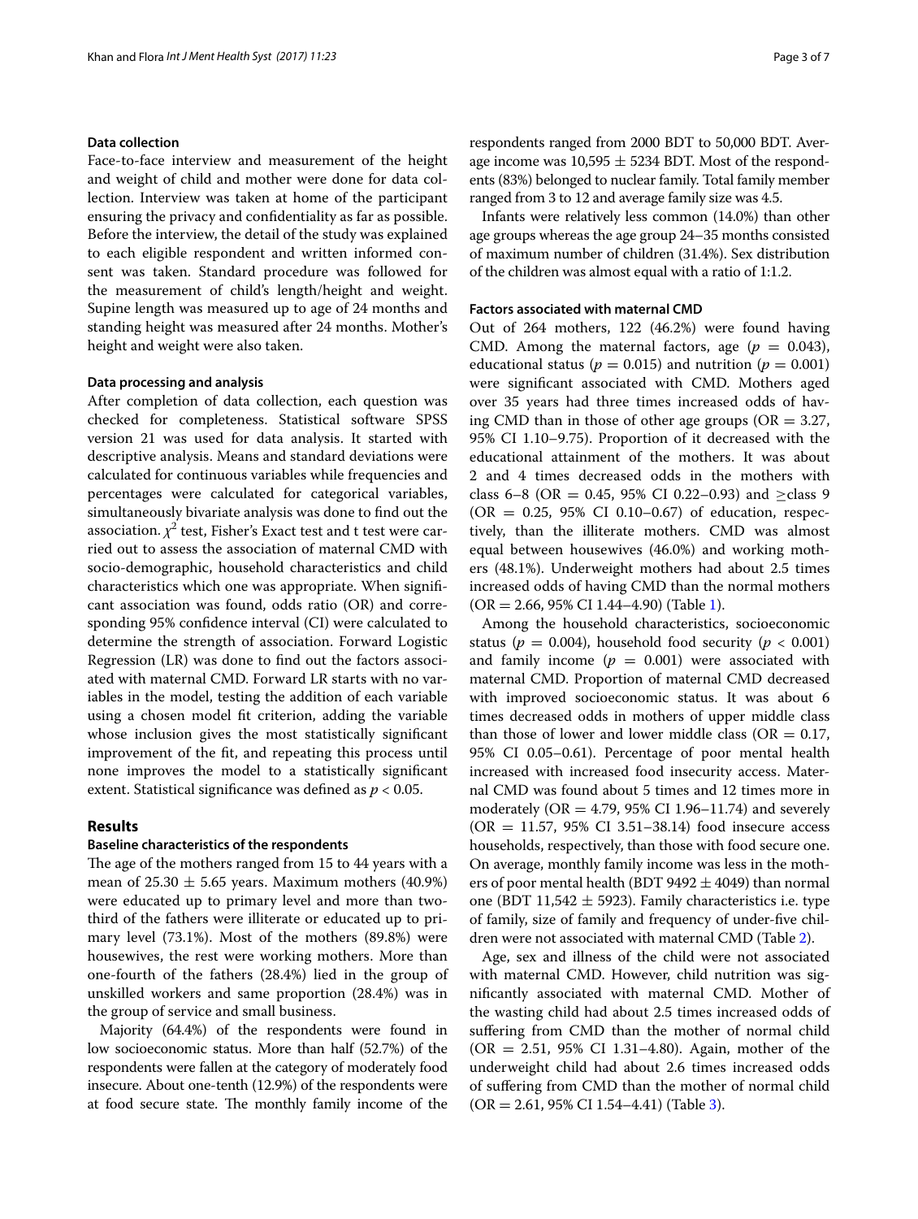### Data collection

Face-to-face interview and measurement of the height and weight of child and mother were done for data collection. Interview was taken at home of the participant ensuring the privacy and confidentiality as far as possible. Before the interview, the detail of the study was explained to each eligible respondent and written informed consent was taken. Standard procedure was followed for the measurement of child's length/height and weight. Supine length was measured up to age of 24 months and standing height was measured after 24 months. Mother's height and weight were also taken.

### Data processing and analysis

After completion of data collection, each question was checked for completeness. Statistical software SPSS version 21 was used for data analysis. It started with descriptive analysis. Means and standard deviations were calculated for continuous variables while frequencies and percentages were calculated for categorical variables, simultaneously bivariate analysis was done to find out the association. $\chi^2$ test, Fisher's Exact test and t test were carried out to assess the association of maternal CMD with socio-demographic, household characteristics and child characteristics which one was appropriate. When significant association was found, odds ratio (OR) and corresponding 95% confidence interval (CI) were calculated to determine the strength of association. Forward Logistic Regression (LR) was done to find out the factors associated with maternal CMD. Forward LR starts with no variables in the model, testing the addition of each variable using a chosen model fit criterion, adding the variable whose inclusion gives the most statistically significant improvement of the fit, and repeating this process until none improves the model to a statistically significant extent. Statistical significance was defined as $p < 0.05$.

## Results

### Baseline characteristics of the respondents

The age of the mothers ranged from 15 to 44 years with a mean of $25.30 \pm 5.65$ years. Maximum mothers (40.9%) were educated up to primary level and more than two-third of the fathers were illiterate or educated up to primary level (73.1%). Most of the mothers (89.8%) were housewives, the rest were working mothers. More than one-fourth of the fathers (28.4%) lied in the group of unskilled workers and same proportion (28.4%) was in the group of service and small business.

Majority (64.4%) of the respondents were found in low socioeconomic status. More than half (52.7%) of the respondents were fallen at the category of moderately food insecure. About one-tenth (12.9%) of the respondents were at food secure state. The monthly family income of the respondents ranged from 2000 BDT to 50,000 BDT. Average income was $10,595 \pm 5234$ BDT. Most of the respondents (83%) belonged to nuclear family. Total family member ranged from 3 to 12 and average family size was 4.5.

Infants were relatively less common (14.0%) than other age groups whereas the age group 24–35 months consisted of maximum number of children (31.4%). Sex distribution of the children was almost equal with a ratio of 1:1.2.

### Factors associated with maternal CMD

Out of 264 mothers, 122 (46.2%) were found having CMD. Among the maternal factors, age ($p = 0.043$), educational status ($p = 0.015$) and nutrition ($p = 0.001$) were significant associated with CMD. Mothers aged over 35 years had three times increased odds of having CMD than in those of other age groups (OR = 3.27, 95% CI 1.10–9.75). Proportion of it decreased with the educational attainment of the mothers. It was about 2 and 4 times decreased odds in the mothers with class 6–8 (OR = 0.45, 95% CI 0.22–0.93) and ≥class 9 (OR = 0.25, 95% CI 0.10–0.67) of education, respectively, than the illiterate mothers. CMD was almost equal between housewives (46.0%) and working mothers (48.1%). Underweight mothers had about 2.5 times increased odds of having CMD than the normal mothers (OR = 2.66, 95% CI 1.44–4.90) (Table 1).

Among the household characteristics, socioeconomic status ($p = 0.004$), household food security ($p < 0.001$) and family income ($p = 0.001$) were associated with maternal CMD. Proportion of maternal CMD decreased with improved socioeconomic status. It was about 6 times decreased odds in mothers of upper middle class than those of lower and lower middle class (OR = 0.17, 95% CI 0.05–0.61). Percentage of poor mental health increased with increased food insecurity access. Maternal CMD was found about 5 times and 12 times more in moderately (OR = 4.79, 95% CI 1.96–11.74) and severely (OR = 11.57, 95% CI 3.51–38.14) food insecure access households, respectively, than those with food secure one. On average, monthly family income was less in the mothers of poor mental health (BDT $9492 \pm 4049$) than normal one (BDT $11,542 \pm 5923$). Family characteristics i.e. type of family, size of family and frequency of under-five children were not associated with maternal CMD (Table 2).

Age, sex and illness of the child were not associated with maternal CMD. However, child nutrition was significantly associated with maternal CMD. Mother of the wasting child had about 2.5 times increased odds of suffering from CMD than the mother of normal child (OR = 2.51, 95% CI 1.31–4.80). Again, mother of the underweight child had about 2.6 times increased odds of suffering from CMD than the mother of normal child (OR = 2.61, 95% CI 1.54–4.41) (Table 3).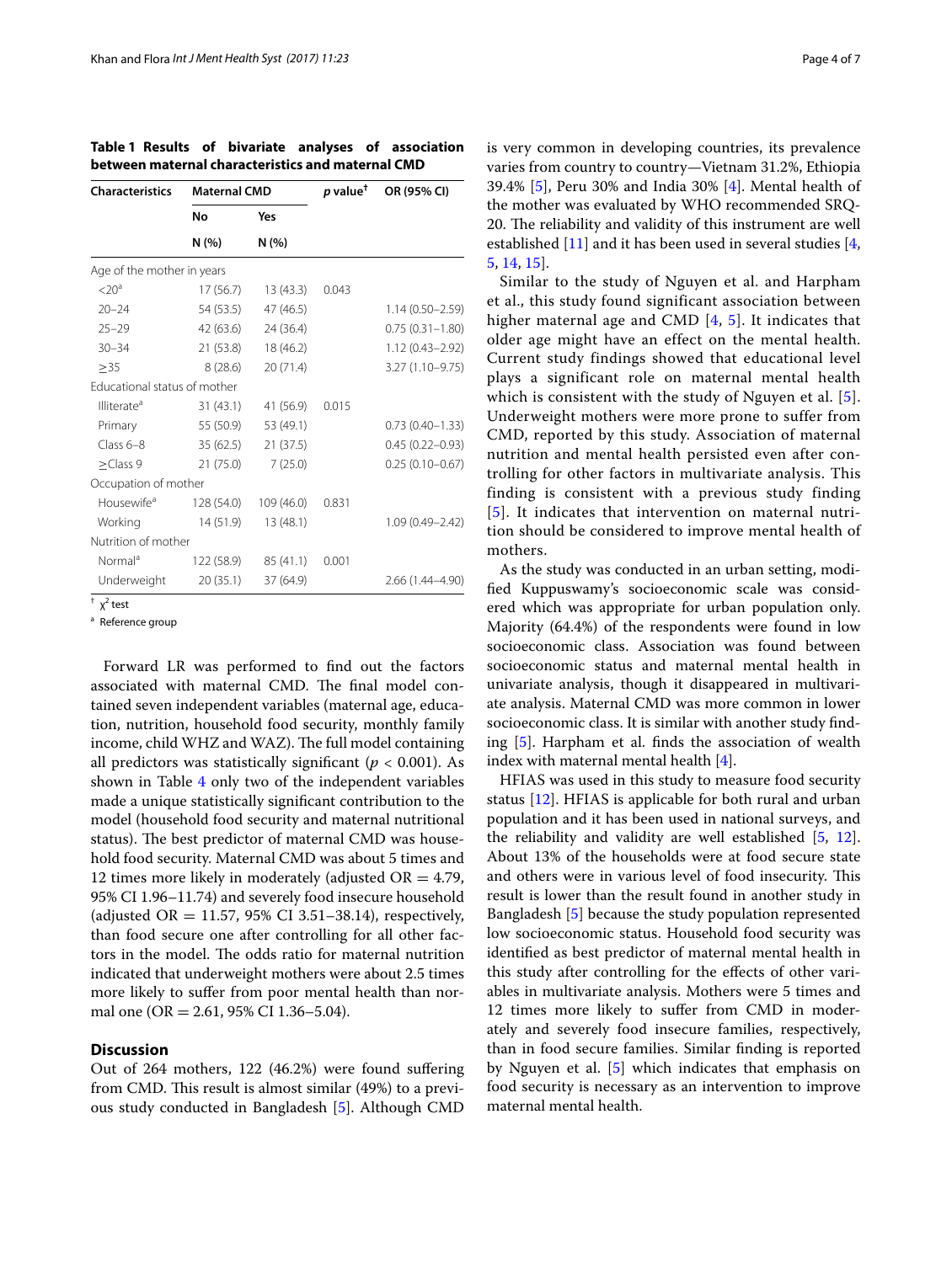**Table 1 Results of bivariate analyses of association between maternal characteristics and maternal CMD**

| Characteristics | Maternal CMD | | $p$ value[†] | OR (95% CI) |
|---|---|---|---|---|
| | No | Yes | | |
| | N (%) | N (%) | | |
| Age of the mother in years | | | | |
| <20[a] | 17 (56.7) | 13 (43.3) | 0.043 | |
| 20–24 | 54 (53.5) | 47 (46.5) | | 1.14 (0.50–2.59) |
| 25–29 | 42 (63.6) | 24 (36.4) | | 0.75 (0.31–1.80) |
| 30–34 | 21 (53.8) | 18 (46.2) | | 1.12 (0.43–2.92) |
| ≥35 | 8 (28.6) | 20 (71.4) | | 3.27 (1.10–9.75) |
| Educational status of mother | | | | |
| Illiterate[a] | 31 (43.1) | 41 (56.9) | 0.015 | |
| Primary | 55 (50.9) | 53 (49.1) | | 0.73 (0.40–1.33) |
| Class 6–8 | 35 (62.5) | 21 (37.5) | | 0.45 (0.22–0.93) |
| ≥Class 9 | 21 (75.0) | 7 (25.0) | | 0.25 (0.10–0.67) |
| Occupation of mother | | | | |
| Housewife[a] | 128 (54.0) | 109 (46.0) | 0.831 | |
| Working | 14 (51.9) | 13 (48.1) | | 1.09 (0.49–2.42) |
| Nutrition of mother | | | | |
| Normal[a] | 122 (58.9) | 85 (41.1) | 0.001 | |
| Underweight | 20 (35.1) | 37 (64.9) | | 2.66 (1.44–4.90) |

[†] $\chi^2$ test

[a] Reference group

Forward LR was performed to find out the factors associated with maternal CMD. The final model contained seven independent variables (maternal age, education, nutrition, household food security, monthly family income, child WHZ and WAZ). The full model containing all predictors was statistically significant ($p < 0.001$). As shown in Table 4 only two of the independent variables made a unique statistically significant contribution to the model (household food security and maternal nutritional status). The best predictor of maternal CMD was household food security. Maternal CMD was about 5 times and 12 times more likely in moderately (adjusted OR = 4.79, 95% CI 1.96–11.74) and severely food insecure household (adjusted OR = 11.57, 95% CI 3.51–38.14), respectively, than food secure one after controlling for all other factors in the model. The odds ratio for maternal nutrition indicated that underweight mothers were about 2.5 times more likely to suffer from poor mental health than normal one (OR = 2.61, 95% CI 1.36–5.04).

## Discussion

Out of 264 mothers, 122 (46.2%) were found suffering from CMD. This result is almost similar (49%) to a previous study conducted in Bangladesh [5]. Although CMD is very common in developing countries, its prevalence varies from country to country—Vietnam 31.2%, Ethiopia 39.4% [5], Peru 30% and India 30% [4]. Mental health of the mother was evaluated by WHO recommended SRQ-20. The reliability and validity of this instrument are well established [11] and it has been used in several studies [4, 5, 14, 15].

Similar to the study of Nguyen et al. and Harpham et al., this study found significant association between higher maternal age and CMD [4, 5]. It indicates that older age might have an effect on the mental health. Current study findings showed that educational level plays a significant role on maternal mental health which is consistent with the study of Nguyen et al. [5]. Underweight mothers were more prone to suffer from CMD, reported by this study. Association of maternal nutrition and mental health persisted even after controlling for other factors in multivariate analysis. This finding is consistent with a previous study finding [5]. It indicates that intervention on maternal nutrition should be considered to improve mental health of mothers.

As the study was conducted in an urban setting, modified Kuppuswamy's socioeconomic scale was considered which was appropriate for urban population only. Majority (64.4%) of the respondents were found in low socioeconomic class. Association was found between socioeconomic status and maternal mental health in univariate analysis, though it disappeared in multivariate analysis. Maternal CMD was more common in lower socioeconomic class. It is similar with another study finding [5]. Harpham et al. finds the association of wealth index with maternal mental health [4].

HFIAS was used in this study to measure food security status [12]. HFIAS is applicable for both rural and urban population and it has been used in national surveys, and the reliability and validity are well established [5, 12]. About 13% of the households were at food secure state and others were in various level of food insecurity. This result is lower than the result found in another study in Bangladesh [5] because the study population represented low socioeconomic status. Household food security was identified as best predictor of maternal mental health in this study after controlling for the effects of other variables in multivariate analysis. Mothers were 5 times and 12 times more likely to suffer from CMD in moderately and severely food insecure families, respectively, than in food secure families. Similar finding is reported by Nguyen et al. [5] which indicates that emphasis on food security is necessary as an intervention to improve maternal mental health.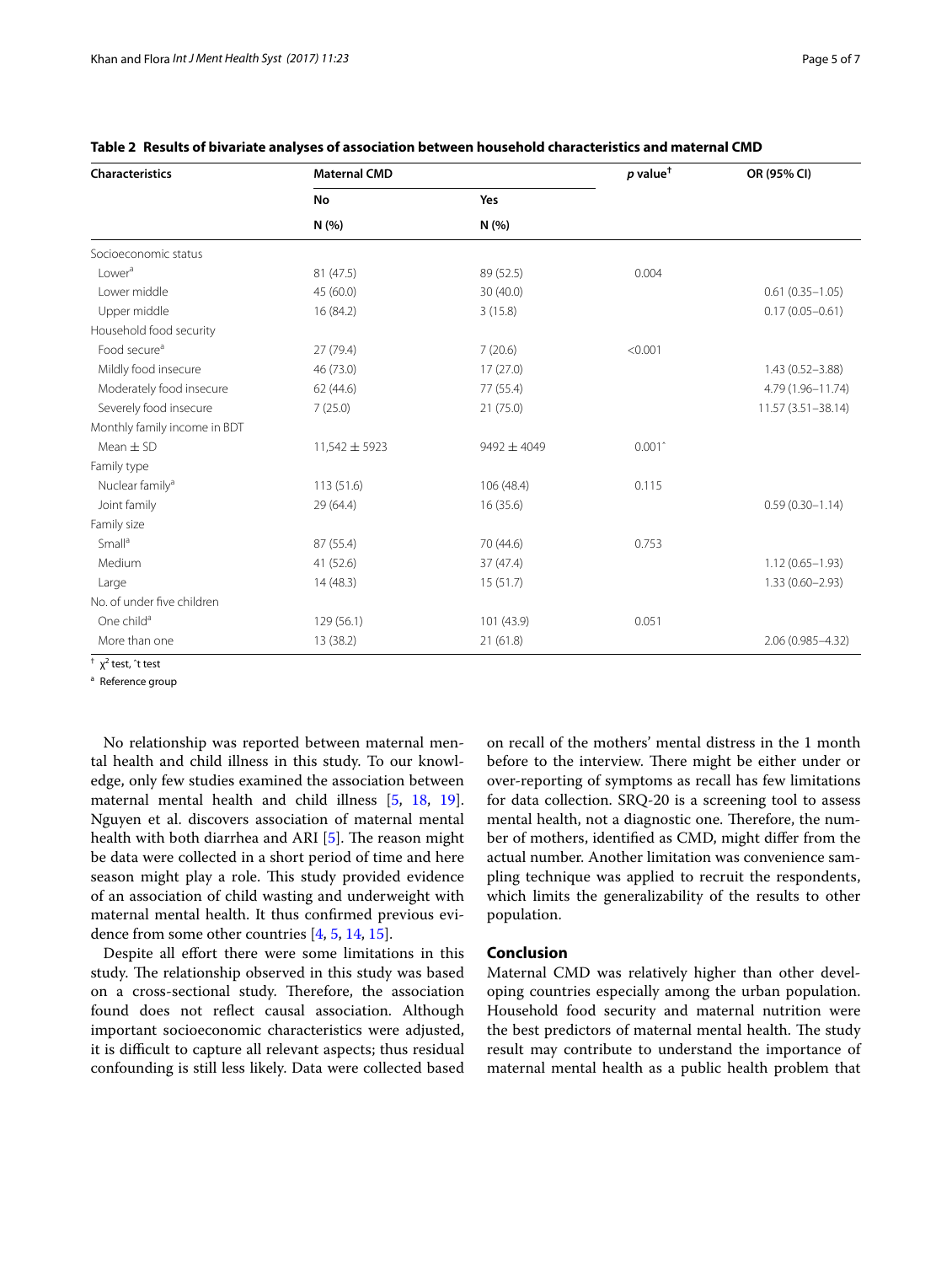**Table 2 Results of bivariate analyses of association between household characteristics and maternal CMD**

| Characteristics | Maternal CMD | | p value[†] | OR (95% CI) |
|---|---|---|---|---|
| | No | Yes | | |
| | N (%) | N (%) | | |
| Socioeconomic status | | | | |
| Lower[a] | 81 (47.5) | 89 (52.5) | 0.004 | |
| Lower middle | 45 (60.0) | 30 (40.0) | | 0.61 (0.35–1.05) |
| Upper middle | 16 (84.2) | 3 (15.8) | | 0.17 (0.05–0.61) |
| Household food security | | | | |
| Food secure[a] | 27 (79.4) | 7 (20.6) | <0.001 | |
| Mildly food insecure | 46 (73.0) | 17 (27.0) | | 1.43 (0.52–3.88) |
| Moderately food insecure | 62 (44.6) | 77 (55.4) | | 4.79 (1.96–11.74) |
| Severely food insecure | 7 (25.0) | 21 (75.0) | | 11.57 (3.51–38.14) |
| Monthly family income in BDT | | | | |
| Mean ± SD | 11,542 ± 5923 | 9492 ± 4049 | 0.001^ | |
| Family type | | | | |
| Nuclear family[a] | 113 (51.6) | 106 (48.4) | 0.115 | |
| Joint family | 29 (64.4) | 16 (35.6) | | 0.59 (0.30–1.14) |
| Family size | | | | |
| Small[a] | 87 (55.4) | 70 (44.6) | 0.753 | |
| Medium | 41 (52.6) | 37 (47.4) | | 1.12 (0.65–1.93) |
| Large | 14 (48.3) | 15 (51.7) | | 1.33 (0.60–2.93) |
| No. of under five children | | | | |
| One child[a] | 129 (56.1) | 101 (43.9) | 0.051 | |
| More than one | 13 (38.2) | 21 (61.8) | | 2.06 (0.985–4.32) |

[†] $\chi^2$ test, ^t test

[a] Reference group

No relationship was reported between maternal mental health and child illness in this study. To our knowledge, only few studies examined the association between maternal mental health and child illness [5, 18, 19]. Nguyen et al. discovers association of maternal mental health with both diarrhea and ARI [5]. The reason might be data were collected in a short period of time and here season might play a role. This study provided evidence of an association of child wasting and underweight with maternal mental health. It thus confirmed previous evidence from some other countries [4, 5, 14, 15].

Despite all effort there were some limitations in this study. The relationship observed in this study was based on a cross-sectional study. Therefore, the association found does not reflect causal association. Although important socioeconomic characteristics were adjusted, it is difficult to capture all relevant aspects; thus residual confounding is still less likely. Data were collected based on recall of the mothers' mental distress in the 1 month before to the interview. There might be either under or over-reporting of symptoms as recall has few limitations for data collection. SRQ-20 is a screening tool to assess mental health, not a diagnostic one. Therefore, the number of mothers, identified as CMD, might differ from the actual number. Another limitation was convenience sampling technique was applied to recruit the respondents, which limits the generalizability of the results to other population.

## Conclusion

Maternal CMD was relatively higher than other developing countries especially among the urban population. Household food security and maternal nutrition were the best predictors of maternal mental health. The study result may contribute to understand the importance of maternal mental health as a public health problem that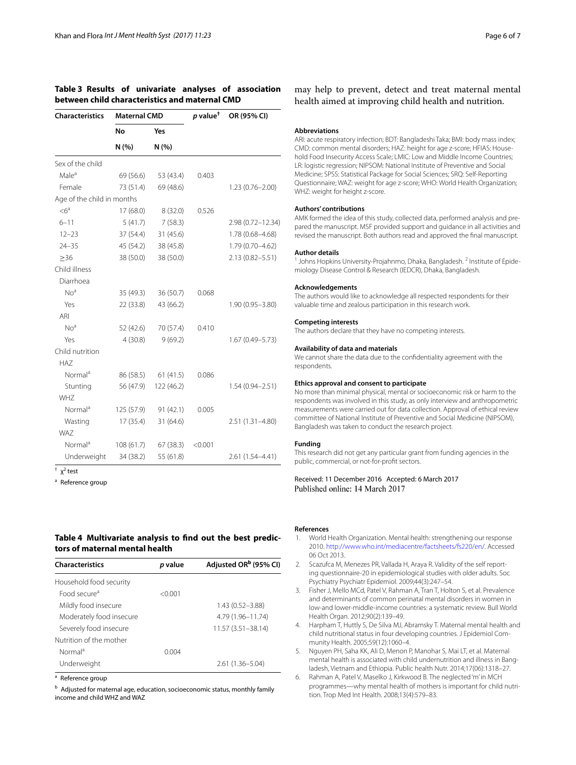**Table 3 Results of univariate analyses of association between child characteristics and maternal CMD**

| Characteristics | Maternal CMD | | $p$ value[†] | OR (95% CI) |
|---|---|---|---|---|
| | No | Yes | | |
| | N (%) | N (%) | | |
| Sex of the child | | | | |
| Male[a] | 69 (56.6) | 53 (43.4) | 0.403 | |
| Female | 73 (51.4) | 69 (48.6) | | 1.23 (0.76–2.00) |
| Age of the child in months | | | | |
| <6[a] | 17 (68.0) | 8 (32.0) | 0.526 | |
| 6–11 | 5 (41.7) | 7 (58.3) | | 2.98 (0.72–12.34) |
| 12–23 | 37 (54.4) | 31 (45.6) | | 1.78 (0.68–4.68) |
| 24–35 | 45 (54.2) | 38 (45.8) | | 1.79 (0.70–4.62) |
| ≥36 | 38 (50.0) | 38 (50.0) | | 2.13 (0.82–5.51) |
| Child illness | | | | |
| Diarrhoea | | | | |
| No[a] | 35 (49.3) | 36 (50.7) | 0.068 | |
| Yes | 22 (33.8) | 43 (66.2) | | 1.90 (0.95–3.80) |
| ARI | | | | |
| No[a] | 52 (42.6) | 70 (57.4) | 0.410 | |
| Yes | 4 (30.8) | 9 (69.2) | | 1.67 (0.49–5.73) |
| Child nutrition | | | | |
| HAZ | | | | |
| Normal[a] | 86 (58.5) | 61 (41.5) | 0.086 | |
| Stunting | 56 (47.9) | 122 (46.2) | | 1.54 (0.94–2.51) |
| WHZ | | | | |
| Normal[a] | 125 (57.9) | 91 (42.1) | 0.005 | |
| Wasting | 17 (35.4) | 31 (64.6) | | 2.51 (1.31–4.80) |
| WAZ | | | | |
| Normal[a] | 108 (61.7) | 67 (38.3) | <0.001 | |
| Underweight | 34 (38.2) | 55 (61.8) | | 2.61 (1.54–4.41) |

[†] $\chi^2$ test

[a] Reference group

**Table 4 Multivariate analysis to find out the best predictors of maternal mental health**

| Characteristics | $p$ value | Adjusted OR[b] (95% CI) |
|---|---|---|
| Household food security | | |
| Food secure[a] | <0.001 | |
| Mildly food insecure | | 1.43 (0.52–3.88) |
| Moderately food insecure | | 4.79 (1.96–11.74) |
| Severely food insecure | | 11.57 (3.51–38.14) |
| Nutrition of the mother | | |
| Normal[a] | 0.004 | |
| Underweight | | 2.61 (1.36–5.04) |

[a] Reference group

[b] Adjusted for maternal age, education, socioeconomic status, monthly family income and child WHZ and WAZ

may help to prevent, detect and treat maternal mental health aimed at improving child health and nutrition.

### Abbreviations

ARI: acute respiratory infection; BDT: Bangladeshi Taka; BMI: body mass index; CMD: common mental disorders; HAZ: height for age z-score; HFIAS: Household Food Insecurity Access Scale; LMIC: Low and Middle Income Countries; LR: logistic regression; NIPSOM: National Institute of Preventive and Social Medicine; SPSS: Statistical Package for Social Sciences; SRQ: Self-Reporting Questionnaire; WAZ: weight for age z-score; WHO: World Health Organization; WHZ: weight for height z-score.

### Authors' contributions

AMK formed the idea of this study, collected data, performed analysis and prepared the manuscript. MSF provided support and guidance in all activities and revised the manuscript. Both authors read and approved the final manuscript.

### Author details

[1] Johns Hopkins University-Projahnmo, Dhaka, Bangladesh. [2] Institute of Epidemiology Disease Control & Research (IEDCR), Dhaka, Bangladesh.

### Acknowledgements

The authors would like to acknowledge all respected respondents for their valuable time and zealous participation in this research work.

### Competing interests

The authors declare that they have no competing interests.

### Availability of data and materials

We cannot share the data due to the confidentiality agreement with the respondents.

### Ethics approval and consent to participate

No more than minimal physical, mental or socioeconomic risk or harm to the respondents was involved in this study, as only interview and anthropometric measurements were carried out for data collection. Approval of ethical review committee of National Institute of Preventive and Social Medicine (NIPSOM), Bangladesh was taken to conduct the research project.

### Funding

This research did not get any particular grant from funding agencies in the public, commercial, or not-for-profit sectors.

Received: 11 December 2016 Accepted: 6 March 2017
Published online: 14 March 2017

### References

1. World Health Organization. Mental health: strengthening our response 2010. http://www.who.int/mediacentre/factsheets/fs220/en/. Accessed 06 Oct 2013.
2. Scazufca M, Menezes PR, Vallada H, Araya R. Validity of the self reporting questionnaire-20 in epidemiological studies with older adults. Soc Psychiatry Psychiatr Epidemiol. 2009;44(3):247–54.
3. Fisher J, Mello MCd, Patel V, Rahman A, Tran T, Holton S, et al. Prevalence and determinants of common perinatal mental disorders in women in low-and lower-middle-income countries: a systematic review. Bull World Health Organ. 2012;90(2):139–49.
4. Harpham T, Huttly S, De Silva MJ, Abramsky T. Maternal mental health and child nutritional status in four developing countries. J Epidemiol Community Health. 2005;59(12):1060–4.
5. Nguyen PH, Saha KK, Ali D, Menon P, Manohar S, Mai LT, et al. Maternal mental health is associated with child undernutrition and illness in Bangladesh, Vietnam and Ethiopia. Public health Nutr. 2014;17(06):1318–27.
6. Rahman A, Patel V, Maselko J, Kirkwood B. The neglected 'm' in MCH programmes—why mental health of mothers is important for child nutrition. Trop Med Int Health. 2008;13(4):579–83.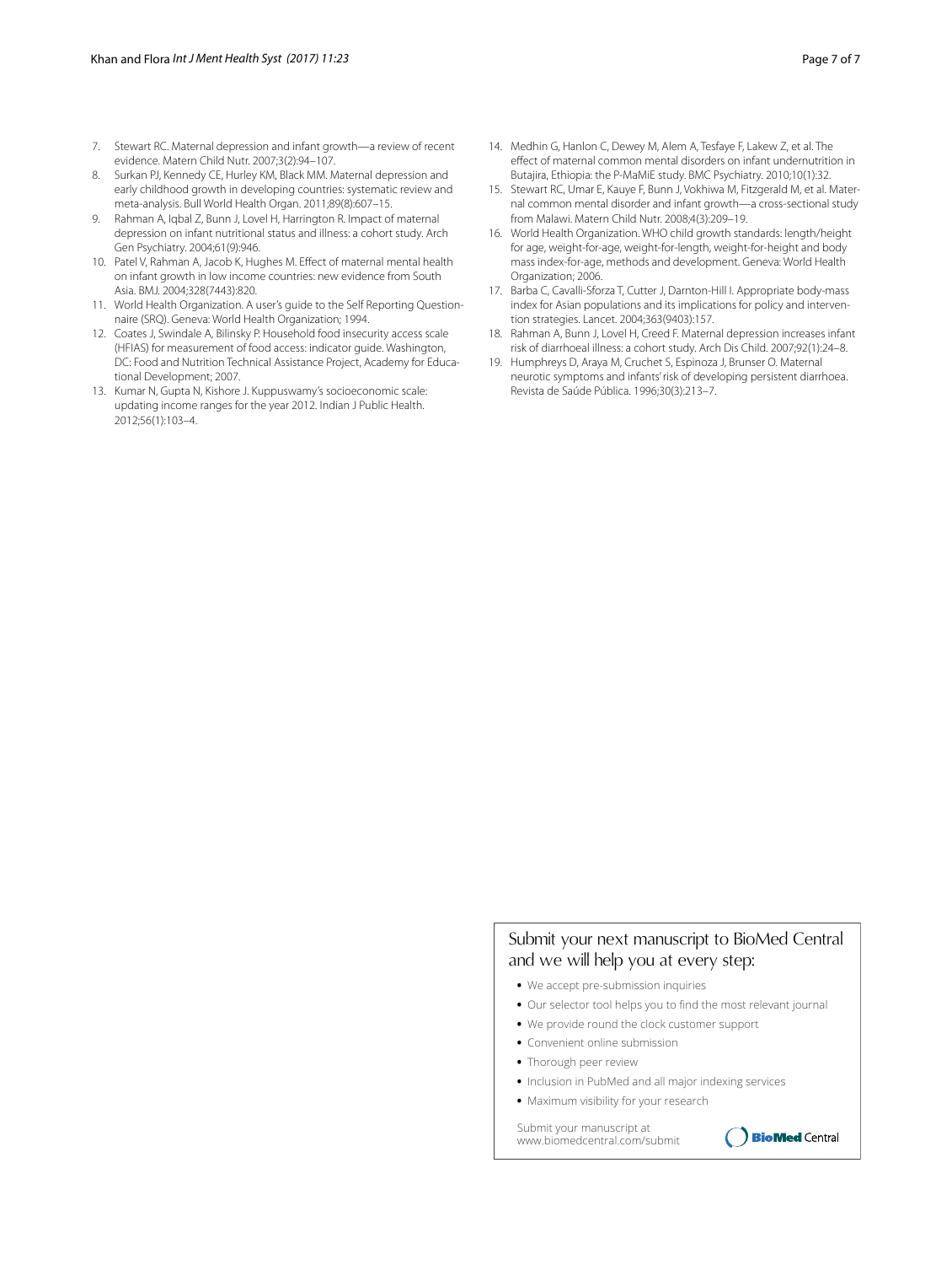7. Stewart RC. Maternal depression and infant growth—a review of recent evidence. Matern Child Nutr. 2007;3(2):94–107.
8. Surkan PJ, Kennedy CE, Hurley KM, Black MM. Maternal depression and early childhood growth in developing countries: systematic review and meta-analysis. Bull World Health Organ. 2011;89(8):607–15.
9. Rahman A, Iqbal Z, Bunn J, Lovel H, Harrington R. Impact of maternal depression on infant nutritional status and illness: a cohort study. Arch Gen Psychiatry. 2004;61(9):946.
10. Patel V, Rahman A, Jacob K, Hughes M. Effect of maternal mental health on infant growth in low income countries: new evidence from South Asia. BMJ. 2004;328(7443):820.
11. World Health Organization. A user's guide to the Self Reporting Questionnaire (SRQ). Geneva: World Health Organization; 1994.
12. Coates J, Swindale A, Bilinsky P. Household food insecurity access scale (HFIAS) for measurement of food access: indicator guide. Washington, DC: Food and Nutrition Technical Assistance Project, Academy for Educational Development; 2007.
13. Kumar N, Gupta N, Kishore J. Kuppuswamy's socioeconomic scale: updating income ranges for the year 2012. Indian J Public Health. 2012;56(1):103–4.
14. Medhin G, Hanlon C, Dewey M, Alem A, Tesfaye F, Lakew Z, et al. The effect of maternal common mental disorders on infant undernutrition in Butajira, Ethiopia: the P-MaMiE study. BMC Psychiatry. 2010;10(1):32.
15. Stewart RC, Umar E, Kauye F, Bunn J, Vokhiwa M, Fitzgerald M, et al. Maternal common mental disorder and infant growth—a cross-sectional study from Malawi. Matern Child Nutr. 2008;4(3):209–19.
16. World Health Organization. WHO child growth standards: length/height for age, weight-for-age, weight-for-length, weight-for-height and body mass index-for-age, methods and development. Geneva: World Health Organization; 2006.
17. Barba C, Cavalli-Sforza T, Cutter J, Darnton-Hill I. Appropriate body-mass index for Asian populations and its implications for policy and intervention strategies. Lancet. 2004;363(9403):157.
18. Rahman A, Bunn J, Lovel H, Creed F. Maternal depression increases infant risk of diarrhoeal illness: a cohort study. Arch Dis Child. 2007;92(1):24–8.
19. Humphreys D, Araya M, Cruchet S, Espinoza J, Brunser O. Maternal neurotic symptoms and infants' risk of developing persistent diarrhoea. Revista de Saúde Pública. 1996;30(3):213–7.

Submit your next manuscript to BioMed Central and we will help you at every step:

- We accept pre-submission inquiries
- Our selector tool helps you to find the most relevant journal
- We provide round the clock customer support
- Convenient online submission
- Thorough peer review
- Inclusion in PubMed and all major indexing services
- Maximum visibility for your research

Submit your manuscript at www.biomedcentral.com/submit

BioMed Central